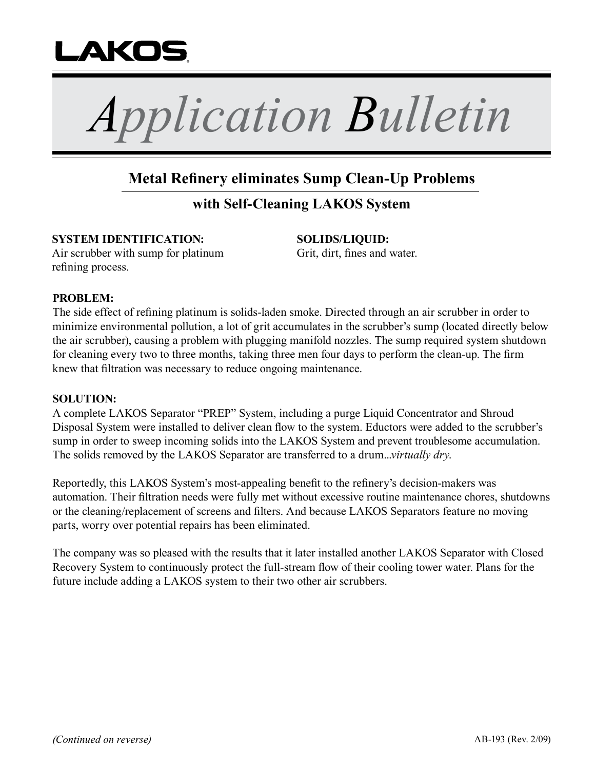LAKOS

# Application Bulletin

## Metal Refinery eliminates Sump Clean-Up Problems

### with Self-Cleaning LAKOS System

**SYSTEM IDENTIFICATION:**
Air scrubber with sump for platinum refining process.

**SOLIDS/LIQUID:**
Grit, dirt, fines and water.

**PROBLEM:**
The side effect of refining platinum is solids-laden smoke. Directed through an air scrubber in order to minimize environmental pollution, a lot of grit accumulates in the scrubber's sump (located directly below the air scrubber), causing a problem with plugging manifold nozzles. The sump required system shutdown for cleaning every two to three months, taking three men four days to perform the clean-up. The firm knew that filtration was necessary to reduce ongoing maintenance.

**SOLUTION:**
A complete LAKOS Separator "PREP" System, including a purge Liquid Concentrator and Shroud Disposal System were installed to deliver clean flow to the system. Eductors were added to the scrubber's sump in order to sweep incoming solids into the LAKOS System and prevent troublesome accumulation. The solids removed by the LAKOS Separator are transferred to a drum...*virtually dry.*

Reportedly, this LAKOS System's most-appealing benefit to the refinery's decision-makers was automation. Their filtration needs were fully met without excessive routine maintenance chores, shutdowns or the cleaning/replacement of screens and filters. And because LAKOS Separators feature no moving parts, worry over potential repairs has been eliminated.

The company was so pleased with the results that it later installed another LAKOS Separator with Closed Recovery System to continuously protect the full-stream flow of their cooling tower water. Plans for the future include adding a LAKOS system to their two other air scrubbers.

*(Continued on reverse)*

AB-193 (Rev. 2/09)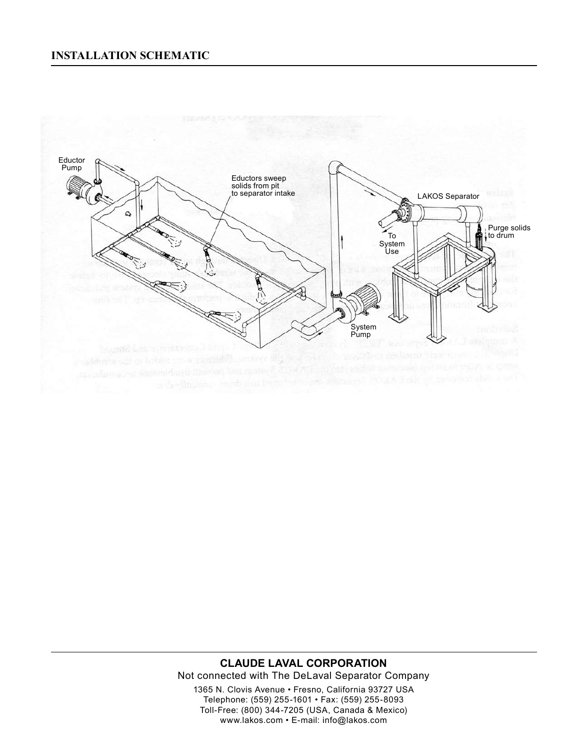## INSTALLATION SCHEMATIC

Eductor Pump

Eductors sweep solids from pit to separator intake

LAKOS Separator

Purge solids to drum

To System Use

System Pump

**CLAUDE LAVAL CORPORATION**

Not connected with The DeLaval Separator Company

1365 N. Clovis Avenue • Fresno, California 93727 USA
Telephone: (559) 255-1601 • Fax: (559) 255-8093
Toll-Free: (800) 344-7205 (USA, Canada & Mexico)
www.lakos.com • E-mail: info@lakos.com